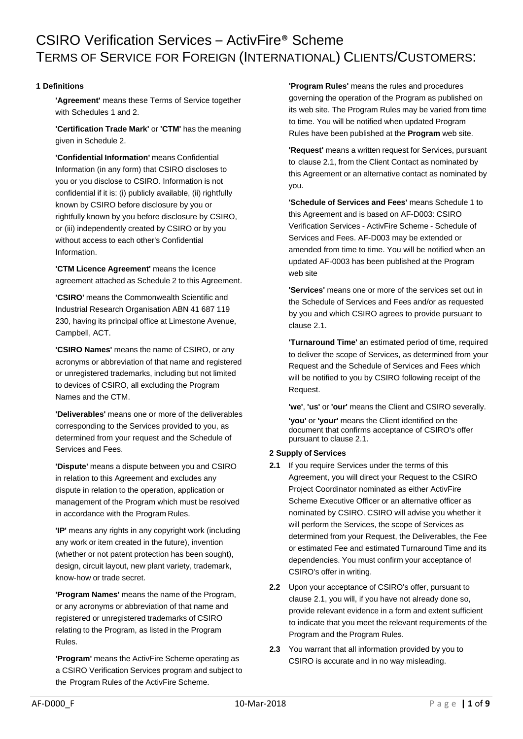# CSIRO Verification Services – ActivFire® Scheme
# TERMS OF SERVICE FOR FOREIGN (INTERNATIONAL) CLIENTS/CUSTOMERS:

## 1 Definitions

**'Agreement'** means these Terms of Service together with Schedules 1 and 2.

**'Certification Trade Mark'** or **'CTM'** has the meaning given in Schedule 2.

**'Confidential Information'** means Confidential Information (in any form) that CSIRO discloses to you or you disclose to CSIRO. Information is not confidential if it is: (i) publicly available, (ii) rightfully known by CSIRO before disclosure by you or rightfully known by you before disclosure by CSIRO, or (iii) independently created by CSIRO or by you without access to each other's Confidential Information.

**'CTM Licence Agreement'** means the licence agreement attached as Schedule 2 to this Agreement.

**'CSIRO'** means the Commonwealth Scientific and Industrial Research Organisation ABN 41 687 119 230, having its principal office at Limestone Avenue, Campbell, ACT.

**'CSIRO Names'** means the name of CSIRO, or any acronyms or abbreviation of that name and registered or unregistered trademarks, including but not limited to devices of CSIRO, all excluding the Program Names and the CTM.

**'Deliverables'** means one or more of the deliverables corresponding to the Services provided to you, as determined from your request and the Schedule of Services and Fees.

**'Dispute'** means a dispute between you and CSIRO in relation to this Agreement and excludes any dispute in relation to the operation, application or management of the Program which must be resolved in accordance with the Program Rules.

**'IP'** means any rights in any copyright work (including any work or item created in the future), invention (whether or not patent protection has been sought), design, circuit layout, new plant variety, trademark, know-how or trade secret.

**'Program Names'** means the name of the Program, or any acronyms or abbreviation of that name and registered or unregistered trademarks of CSIRO relating to the Program, as listed in the Program Rules.

**'Program'** means the ActivFire Scheme operating as a CSIRO Verification Services program and subject to the Program Rules of the ActivFire Scheme.

**'Program Rules'** means the rules and procedures governing the operation of the Program as published on its web site. The Program Rules may be varied from time to time. You will be notified when updated Program Rules have been published at the **Program** web site.

**'Request'** means a written request for Services, pursuant to clause 2.1, from the Client Contact as nominated by this Agreement or an alternative contact as nominated by you.

**'Schedule of Services and Fees'** means Schedule 1 to this Agreement and is based on AF-D003: CSIRO Verification Services - ActivFire Scheme - Schedule of Services and Fees. AF-D003 may be extended or amended from time to time. You will be notified when an updated AF-0003 has been published at the Program web site

**'Services'** means one or more of the services set out in the Schedule of Services and Fees and/or as requested by you and which CSIRO agrees to provide pursuant to clause 2.1.

**'Turnaround Time'** an estimated period of time, required to deliver the scope of Services, as determined from your Request and the Schedule of Services and Fees which will be notified to you by CSIRO following receipt of the Request.

**'we'**, **'us'** or **'our'** means the Client and CSIRO severally.

**'you'** or **'your'** means the Client identified on the document that confirms acceptance of CSIRO's offer pursuant to clause 2.1.

## 2 Supply of Services

**2.1** If you require Services under the terms of this Agreement, you will direct your Request to the CSIRO Project Coordinator nominated as either ActivFire Scheme Executive Officer or an alternative officer as nominated by CSIRO. CSIRO will advise you whether it will perform the Services, the scope of Services as determined from your Request, the Deliverables, the Fee or estimated Fee and estimated Turnaround Time and its dependencies. You must confirm your acceptance of CSIRO's offer in writing.

**2.2** Upon your acceptance of CSIRO's offer, pursuant to clause 2.1, you will, if you have not already done so, provide relevant evidence in a form and extent sufficient to indicate that you meet the relevant requirements of the Program and the Program Rules.

**2.3** You warrant that all information provided by you to CSIRO is accurate and in no way misleading.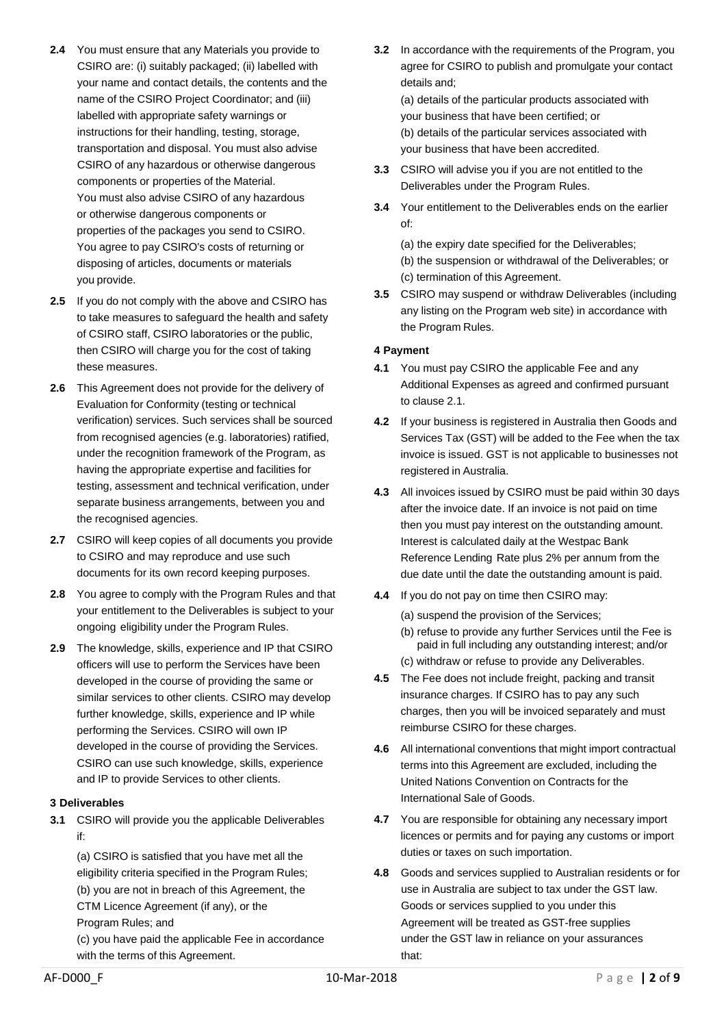**2.4** You must ensure that any Materials you provide to CSIRO are: (i) suitably packaged; (ii) labelled with your name and contact details, the contents and the name of the CSIRO Project Coordinator; and (iii) labelled with appropriate safety warnings or instructions for their handling, testing, storage, transportation and disposal. You must also advise CSIRO of any hazardous or otherwise dangerous components or properties of the Material. You must also advise CSIRO of any hazardous or otherwise dangerous components or properties of the packages you send to CSIRO. You agree to pay CSIRO's costs of returning or disposing of articles, documents or materials you provide.

**2.5** If you do not comply with the above and CSIRO has to take measures to safeguard the health and safety of CSIRO staff, CSIRO laboratories or the public, then CSIRO will charge you for the cost of taking these measures.

**2.6** This Agreement does not provide for the delivery of Evaluation for Conformity (testing or technical verification) services. Such services shall be sourced from recognised agencies (e.g. laboratories) ratified, under the recognition framework of the Program, as having the appropriate expertise and facilities for testing, assessment and technical verification, under separate business arrangements, between you and the recognised agencies.

**2.7** CSIRO will keep copies of all documents you provide to CSIRO and may reproduce and use such documents for its own record keeping purposes.

**2.8** You agree to comply with the Program Rules and that your entitlement to the Deliverables is subject to your ongoing eligibility under the Program Rules.

**2.9** The knowledge, skills, experience and IP that CSIRO officers will use to perform the Services have been developed in the course of providing the same or similar services to other clients. CSIRO may develop further knowledge, skills, experience and IP while performing the Services. CSIRO will own IP developed in the course of providing the Services. CSIRO can use such knowledge, skills, experience and IP to provide Services to other clients.

**3 Deliverables**

**3.1** CSIRO will provide you the applicable Deliverables if:

(a) CSIRO is satisfied that you have met all the eligibility criteria specified in the Program Rules;
(b) you are not in breach of this Agreement, the CTM Licence Agreement (if any), or the Program Rules; and
(c) you have paid the applicable Fee in accordance with the terms of this Agreement.

**3.2** In accordance with the requirements of the Program, you agree for CSIRO to publish and promulgate your contact details and;

(a) details of the particular products associated with your business that have been certified; or
(b) details of the particular services associated with your business that have been accredited.

**3.3** CSIRO will advise you if you are not entitled to the Deliverables under the Program Rules.

**3.4** Your entitlement to the Deliverables ends on the earlier of:

(a) the expiry date specified for the Deliverables;
(b) the suspension or withdrawal of the Deliverables; or
(c) termination of this Agreement.

**3.5** CSIRO may suspend or withdraw Deliverables (including any listing on the Program web site) in accordance with the Program Rules.

**4 Payment**

**4.1** You must pay CSIRO the applicable Fee and any Additional Expenses as agreed and confirmed pursuant to clause 2.1.

**4.2** If your business is registered in Australia then Goods and Services Tax (GST) will be added to the Fee when the tax invoice is issued. GST is not applicable to businesses not registered in Australia.

**4.3** All invoices issued by CSIRO must be paid within 30 days after the invoice date. If an invoice is not paid on time then you must pay interest on the outstanding amount. Interest is calculated daily at the Westpac Bank Reference Lending Rate plus 2% per annum from the due date until the date the outstanding amount is paid.

**4.4** If you do not pay on time then CSIRO may:

(a) suspend the provision of the Services;
(b) refuse to provide any further Services until the Fee is paid in full including any outstanding interest; and/or
(c) withdraw or refuse to provide any Deliverables.

**4.5** The Fee does not include freight, packing and transit insurance charges. If CSIRO has to pay any such charges, then you will be invoiced separately and must reimburse CSIRO for these charges.

**4.6** All international conventions that might import contractual terms into this Agreement are excluded, including the United Nations Convention on Contracts for the International Sale of Goods.

**4.7** You are responsible for obtaining any necessary import licences or permits and for paying any customs or import duties or taxes on such importation.

**4.8** Goods and services supplied to Australian residents or for use in Australia are subject to tax under the GST law. Goods or services supplied to you under this Agreement will be treated as GST-free supplies under the GST law in reliance on your assurances that: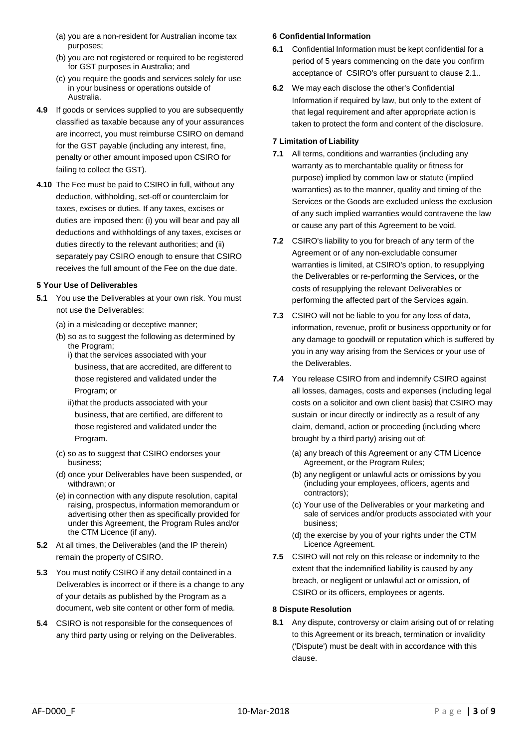(a) you are a non-resident for Australian income tax purposes;

(b) you are not registered or required to be registered for GST purposes in Australia; and

(c) you require the goods and services solely for use in your business or operations outside of Australia.

**4.9** If goods or services supplied to you are subsequently classified as taxable because any of your assurances are incorrect, you must reimburse CSIRO on demand for the GST payable (including any interest, fine, penalty or other amount imposed upon CSIRO for failing to collect the GST).

**4.10** The Fee must be paid to CSIRO in full, without any deduction, withholding, set-off or counterclaim for taxes, excises or duties. If any taxes, excises or duties are imposed then: (i) you will bear and pay all deductions and withholdings of any taxes, excises or duties directly to the relevant authorities; and (ii) separately pay CSIRO enough to ensure that CSIRO receives the full amount of the Fee on the due date.

### 5 Your Use of Deliverables

**5.1** You use the Deliverables at your own risk. You must not use the Deliverables:

(a) in a misleading or deceptive manner;

(b) so as to suggest the following as determined by the Program;

i) that the services associated with your business, that are accredited, are different to those registered and validated under the Program; or

ii) that the products associated with your business, that are certified, are different to those registered and validated under the Program.

(c) so as to suggest that CSIRO endorses your business;

(d) once your Deliverables have been suspended, or withdrawn; or

(e) in connection with any dispute resolution, capital raising, prospectus, information memorandum or advertising other then as specifically provided for under this Agreement, the Program Rules and/or the CTM Licence (if any).

**5.2** At all times, the Deliverables (and the IP therein) remain the property of CSIRO.

**5.3** You must notify CSIRO if any detail contained in a Deliverables is incorrect or if there is a change to any of your details as published by the Program as a document, web site content or other form of media.

**5.4** CSIRO is not responsible for the consequences of any third party using or relying on the Deliverables.

### 6 Confidential Information

**6.1** Confidential Information must be kept confidential for a period of 5 years commencing on the date you confirm acceptance of CSIRO's offer pursuant to clause 2.1..

**6.2** We may each disclose the other's Confidential Information if required by law, but only to the extent of that legal requirement and after appropriate action is taken to protect the form and content of the disclosure.

### 7 Limitation of Liability

**7.1** All terms, conditions and warranties (including any warranty as to merchantable quality or fitness for purpose) implied by common law or statute (implied warranties) as to the manner, quality and timing of the Services or the Goods are excluded unless the exclusion of any such implied warranties would contravene the law or cause any part of this Agreement to be void.

**7.2** CSIRO's liability to you for breach of any term of the Agreement or of any non-excludable consumer warranties is limited, at CSIRO's option, to resupplying the Deliverables or re-performing the Services, or the costs of resupplying the relevant Deliverables or performing the affected part of the Services again.

**7.3** CSIRO will not be liable to you for any loss of data, information, revenue, profit or business opportunity or for any damage to goodwill or reputation which is suffered by you in any way arising from the Services or your use of the Deliverables.

**7.4** You release CSIRO from and indemnify CSIRO against all losses, damages, costs and expenses (including legal costs on a solicitor and own client basis) that CSIRO may sustain or incur directly or indirectly as a result of any claim, demand, action or proceeding (including where brought by a third party) arising out of:

(a) any breach of this Agreement or any CTM Licence Agreement, or the Program Rules;

(b) any negligent or unlawful acts or omissions by you (including your employees, officers, agents and contractors);

(c) Your use of the Deliverables or your marketing and sale of services and/or products associated with your business;

(d) the exercise by you of your rights under the CTM Licence Agreement.

**7.5** CSIRO will not rely on this release or indemnity to the extent that the indemnified liability is caused by any breach, or negligent or unlawful act or omission, of CSIRO or its officers, employees or agents.

### 8 Dispute Resolution

**8.1** Any dispute, controversy or claim arising out of or relating to this Agreement or its breach, termination or invalidity ('Dispute') must be dealt with in accordance with this clause.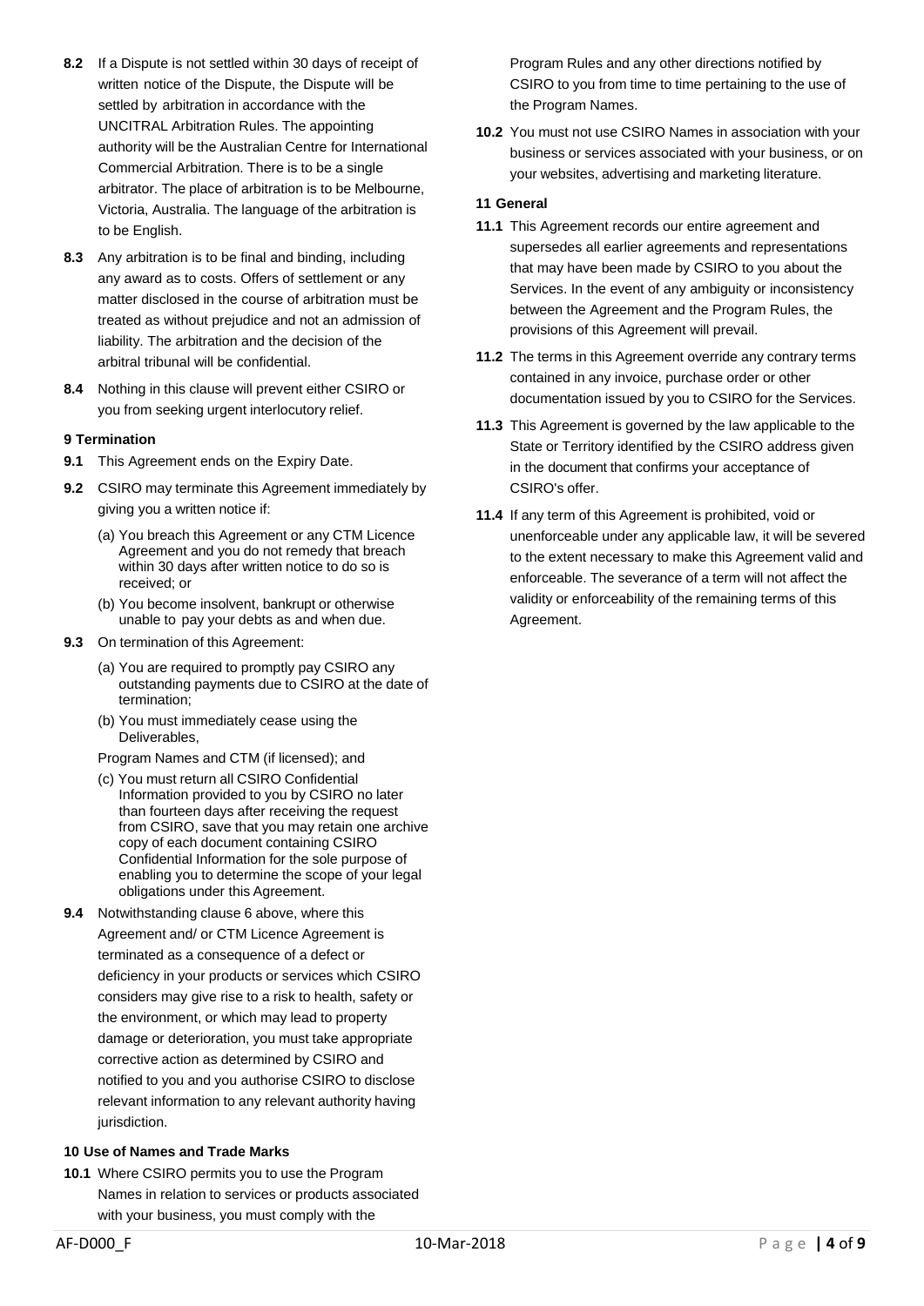**8.2** If a Dispute is not settled within 30 days of receipt of written notice of the Dispute, the Dispute will be settled by arbitration in accordance with the UNCITRAL Arbitration Rules. The appointing authority will be the Australian Centre for International Commercial Arbitration. There is to be a single arbitrator. The place of arbitration is to be Melbourne, Victoria, Australia. The language of the arbitration is to be English.

**8.3** Any arbitration is to be final and binding, including any award as to costs. Offers of settlement or any matter disclosed in the course of arbitration must be treated as without prejudice and not an admission of liability. The arbitration and the decision of the arbitral tribunal will be confidential.

**8.4** Nothing in this clause will prevent either CSIRO or you from seeking urgent interlocutory relief.

**9 Termination**

**9.1** This Agreement ends on the Expiry Date.

**9.2** CSIRO may terminate this Agreement immediately by giving you a written notice if:

(a) You breach this Agreement or any CTM Licence Agreement and you do not remedy that breach within 30 days after written notice to do so is received; or

(b) You become insolvent, bankrupt or otherwise unable to pay your debts as and when due.

**9.3** On termination of this Agreement:

(a) You are required to promptly pay CSIRO any outstanding payments due to CSIRO at the date of termination;

(b) You must immediately cease using the Deliverables, Program Names and CTM (if licensed); and

(c) You must return all CSIRO Confidential Information provided to you by CSIRO no later than fourteen days after receiving the request from CSIRO, save that you may retain one archive copy of each document containing CSIRO Confidential Information for the sole purpose of enabling you to determine the scope of your legal obligations under this Agreement.

**9.4** Notwithstanding clause 6 above, where this Agreement and/ or CTM Licence Agreement is terminated as a consequence of a defect or deficiency in your products or services which CSIRO considers may give rise to a risk to health, safety or the environment, or which may lead to property damage or deterioration, you must take appropriate corrective action as determined by CSIRO and notified to you and you authorise CSIRO to disclose relevant information to any relevant authority having jurisdiction.

**10 Use of Names and Trade Marks**

**10.1** Where CSIRO permits you to use the Program Names in relation to services or products associated with your business, you must comply with the Program Rules and any other directions notified by CSIRO to you from time to time pertaining to the use of the Program Names.

**10.2** You must not use CSIRO Names in association with your business or services associated with your business, or on your websites, advertising and marketing literature.

**11 General**

**11.1** This Agreement records our entire agreement and supersedes all earlier agreements and representations that may have been made by CSIRO to you about the Services. In the event of any ambiguity or inconsistency between the Agreement and the Program Rules, the provisions of this Agreement will prevail.

**11.2** The terms in this Agreement override any contrary terms contained in any invoice, purchase order or other documentation issued by you to CSIRO for the Services.

**11.3** This Agreement is governed by the law applicable to the State or Territory identified by the CSIRO address given in the document that confirms your acceptance of CSIRO's offer.

**11.4** If any term of this Agreement is prohibited, void or unenforceable under any applicable law, it will be severed to the extent necessary to make this Agreement valid and enforceable. The severance of a term will not affect the validity or enforceability of the remaining terms of this Agreement.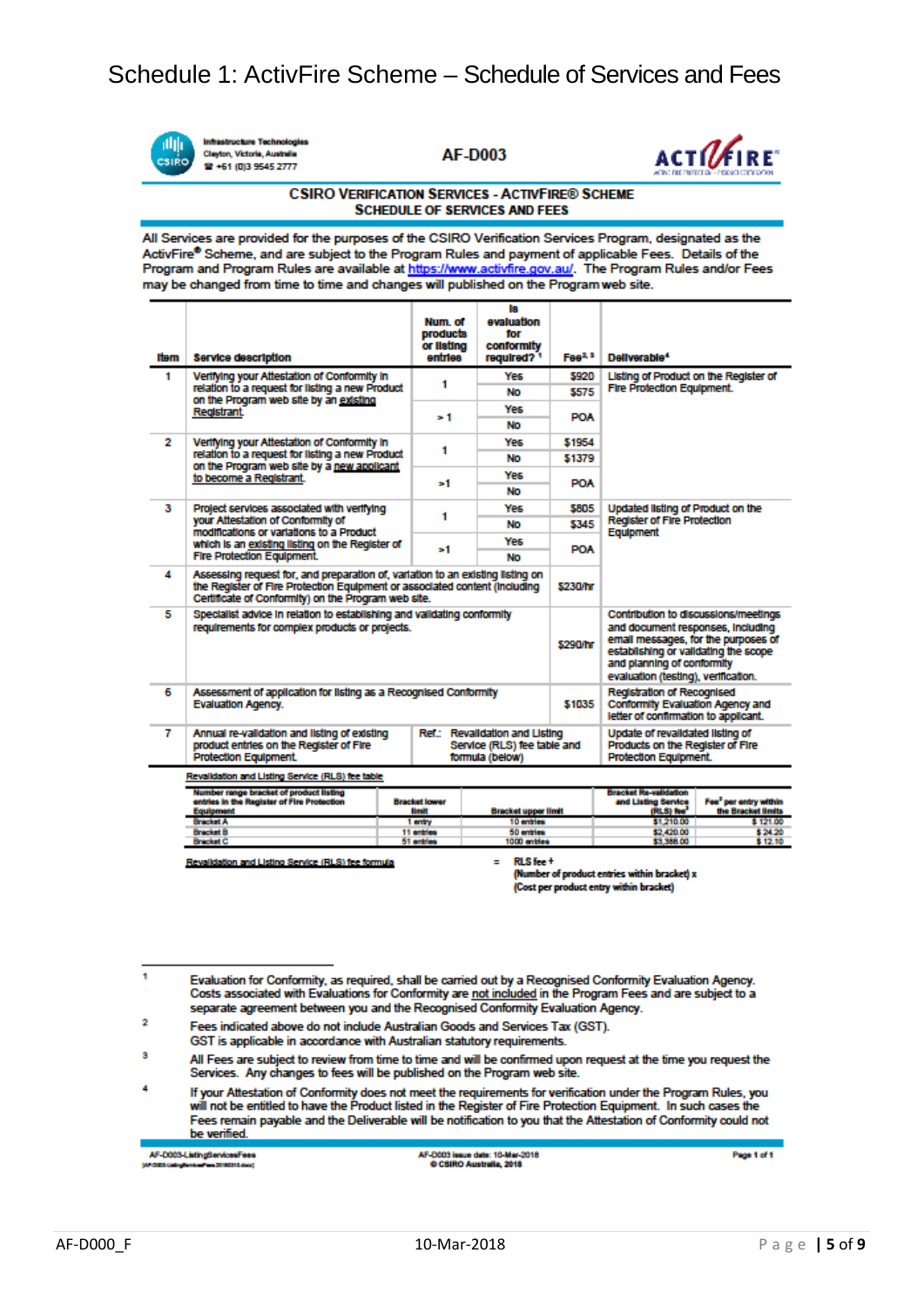# Schedule 1: ActivFire Scheme – Schedule of Services and Fees

Infrastructure Technologies
Clayton, Victoria, Australia
☎ +61 (0)3 9545 2777

AF-D003

## CSIRO VERIFICATION SERVICES - ACTIVFIRE® SCHEME
## SCHEDULE OF SERVICES AND FEES

All Services are provided for the purposes of the CSIRO Verification Services Program, designated as the ActivFire® Scheme, and are subject to the Program Rules and payment of applicable Fees. Details of the Program and Program Rules are available at https://www.activfire.gov.au/. The Program Rules and/or Fees may be changed from time to time and changes will published on the Program web site.

| Item | Service description | Num. of products or listing entries | Is evaluation for conformity required? [1] | Fee[2, 3] | Deliverable[4] |
|---|---|---|---|---|---|
| 1 | Verifying your Attestation of Conformity in relation to a request for listing a new Product on the Program web site by an existing Registrant. | 1 | Yes | $920 | Listing of Product on the Register of Fire Protection Equipment. |
| | | | No | $575 | |
| | | > 1 | Yes | POA | |
| | | | No | | |
| 2 | Verifying your Attestation of Conformity in relation to a request for listing a new Product on the Program web site by a new applicant to become a Registrant. | 1 | Yes | $1954 | |
| | | | No | $1379 | |
| | | >1 | Yes | POA | |
| | | | No | | |
| 3 | Project services associated with verifying your Attestation of Conformity of modifications or variations to a Product which is an existing listing on the Register of Fire Protection Equipment. | 1 | Yes | $805 | Updated listing of Product on the Register of Fire Protection Equipment |
| | | | No | $345 | |
| | | >1 | Yes | POA | |
| | | | No | | |
| 4 | Assessing request for, and preparation of, variation to an existing listing on the Register of Fire Protection Equipment or associated content (including Certificate of Conformity) on the Program web site. | | | $230/hr | |
| 5 | Specialist advice in relation to establishing and validating conformity requirements for complex products or projects. | | | $290/hr | Contribution to discussions/meetings and document responses, including email messages, for the purposes of establishing or validating the scope and planning of conformity evaluation (testing), verification. |
| 6 | Assessment of application for listing as a Recognised Conformity Evaluation Agency. | | | $1035 | Registration of Recognised Conformity Evaluation Agency and letter of confirmation to applicant. |
| 7 | Annual re-validation and listing of existing product entries on the Register of Fire Protection Equipment. | Ref.: Revalidation and Listing Service (RLS) fee table and formula (below) | | | Update of revalidated listing of Products on the Register of Fire Protection Equipment. |

Revalidation and Listing Service (RLS) fee table

| Number range bracket of product listing entries in the Register of Fire Protection Equipment | Bracket lower limit | Bracket upper limit | Bracket Re-validation and Listing Service (RLS) fee[2] | Fee[2] per entry within the Bracket limits |
|---|---|---|---|---|
| Bracket A | 1 entry | 10 entries | $1,210.00 | $ 121.00 |
| Bracket B | 11 entries | 50 entries | $2,420.00 | $ 24.20 |
| Bracket C | 51 entries | 1000 entries | $3,388.00 | $ 12.10 |

Revalidation and Listing Service (RLS) fee formula = RLS fee + (Number of product entries within bracket) x (Cost per product entry within bracket)

---

[1] Evaluation for Conformity, as required, shall be carried out by a Recognised Conformity Evaluation Agency. Costs associated with Evaluations for Conformity are not included in the Program Fees and are subject to a separate agreement between you and the Recognised Conformity Evaluation Agency.

[2] Fees indicated above do not include Australian Goods and Services Tax (GST). GST is applicable in accordance with Australian statutory requirements.

[3] All Fees are subject to review from time to time and will be confirmed upon request at the time you request the Services. Any changes to fees will be published on the Program web site.

[4] If your Attestation of Conformity does not meet the requirements for verification under the Program Rules, you will not be entitled to have the Product listed in the Register of Fire Protection Equipment. In such cases the Fees remain payable and the Deliverable will be notification to you that the Attestation of Conformity could not be verified.

AF-D003-ListingServicesFees
AF-D003 issue date: 10-Mar-2018
© CSIRO Australia, 2018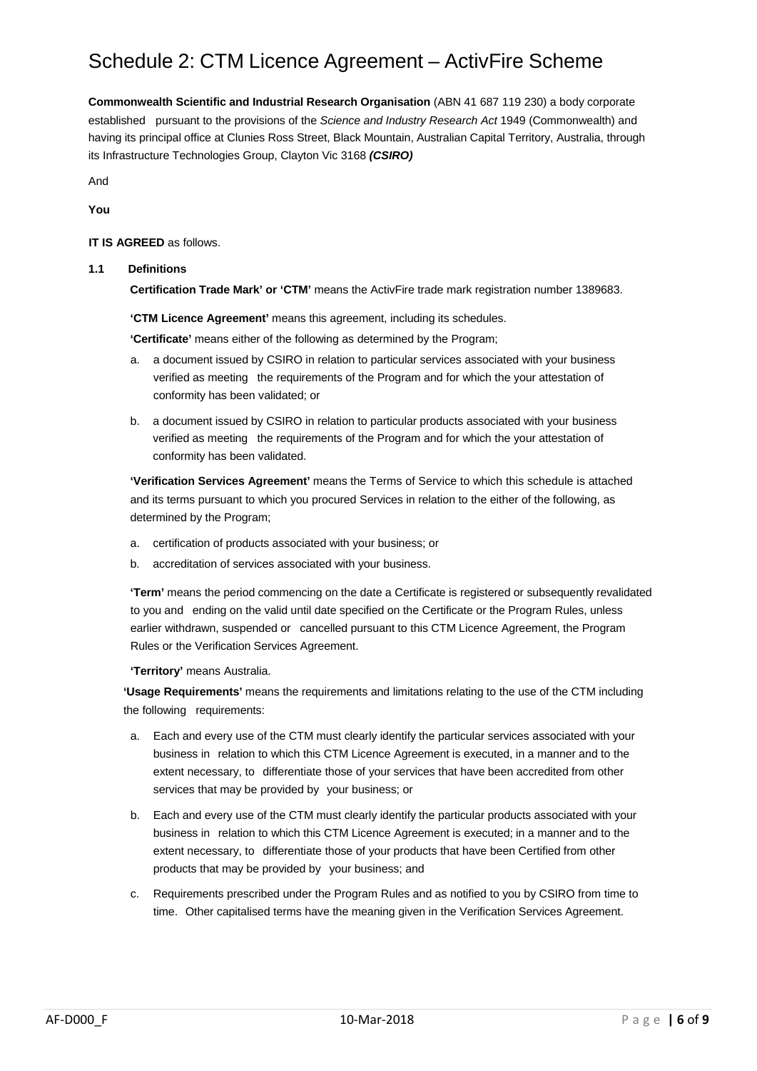# Schedule 2: CTM Licence Agreement – ActivFire Scheme

**Commonwealth Scientific and Industrial Research Organisation** (ABN 41 687 119 230) a body corporate established pursuant to the provisions of the *Science and Industry Research Act* 1949 (Commonwealth) and having its principal office at Clunies Ross Street, Black Mountain, Australian Capital Territory, Australia, through its Infrastructure Technologies Group, Clayton Vic 3168 ***(CSIRO)***

And

**You**

**IT IS AGREED** as follows.

**1.1 Definitions**

**Certification Trade Mark' or 'CTM'** means the ActivFire trade mark registration number 1389683.

**'CTM Licence Agreement'** means this agreement, including its schedules.

**'Certificate'** means either of the following as determined by the Program;

a. a document issued by CSIRO in relation to particular services associated with your business verified as meeting the requirements of the Program and for which the your attestation of conformity has been validated; or

b. a document issued by CSIRO in relation to particular products associated with your business verified as meeting the requirements of the Program and for which the your attestation of conformity has been validated.

**'Verification Services Agreement'** means the Terms of Service to which this schedule is attached and its terms pursuant to which you procured Services in relation to the either of the following, as determined by the Program;

a. certification of products associated with your business; or

b. accreditation of services associated with your business.

**'Term'** means the period commencing on the date a Certificate is registered or subsequently revalidated to you and ending on the valid until date specified on the Certificate or the Program Rules, unless earlier withdrawn, suspended or cancelled pursuant to this CTM Licence Agreement, the Program Rules or the Verification Services Agreement.

**'Territory'** means Australia.

**'Usage Requirements'** means the requirements and limitations relating to the use of the CTM including the following requirements:

a. Each and every use of the CTM must clearly identify the particular services associated with your business in relation to which this CTM Licence Agreement is executed, in a manner and to the extent necessary, to differentiate those of your services that have been accredited from other services that may be provided by your business; or

b. Each and every use of the CTM must clearly identify the particular products associated with your business in relation to which this CTM Licence Agreement is executed; in a manner and to the extent necessary, to differentiate those of your products that have been Certified from other products that may be provided by your business; and

c. Requirements prescribed under the Program Rules and as notified to you by CSIRO from time to time. Other capitalised terms have the meaning given in the Verification Services Agreement.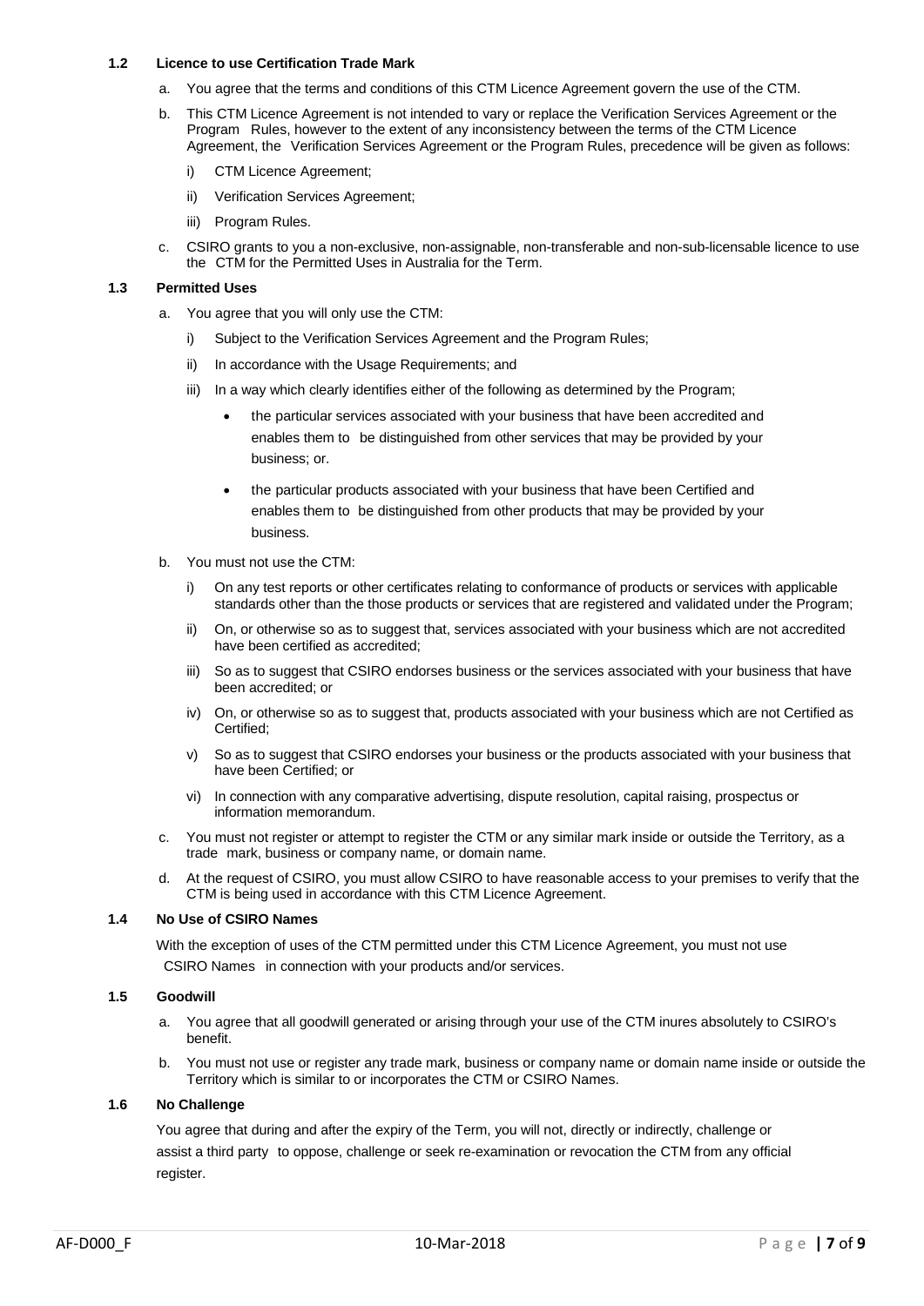### 1.2 Licence to use Certification Trade Mark

a. You agree that the terms and conditions of this CTM Licence Agreement govern the use of the CTM.

b. This CTM Licence Agreement is not intended to vary or replace the Verification Services Agreement or the Program Rules, however to the extent of any inconsistency between the terms of the CTM Licence Agreement, the Verification Services Agreement or the Program Rules, precedence will be given as follows:

   i) CTM Licence Agreement;

   ii) Verification Services Agreement;

   iii) Program Rules.

c. CSIRO grants to you a non-exclusive, non-assignable, non-transferable and non-sub-licensable licence to use the CTM for the Permitted Uses in Australia for the Term.

### 1.3 Permitted Uses

a. You agree that you will only use the CTM:

   i) Subject to the Verification Services Agreement and the Program Rules;

   ii) In accordance with the Usage Requirements; and

   iii) In a way which clearly identifies either of the following as determined by the Program;

   - the particular services associated with your business that have been accredited and enables them to be distinguished from other services that may be provided by your business; or.

   - the particular products associated with your business that have been Certified and enables them to be distinguished from other products that may be provided by your business.

b. You must not use the CTM:

   i) On any test reports or other certificates relating to conformance of products or services with applicable standards other than the those products or services that are registered and validated under the Program;

   ii) On, or otherwise so as to suggest that, services associated with your business which are not accredited have been certified as accredited;

   iii) So as to suggest that CSIRO endorses business or the services associated with your business that have been accredited; or

   iv) On, or otherwise so as to suggest that, products associated with your business which are not Certified as Certified;

   v) So as to suggest that CSIRO endorses your business or the products associated with your business that have been Certified; or

   vi) In connection with any comparative advertising, dispute resolution, capital raising, prospectus or information memorandum.

c. You must not register or attempt to register the CTM or any similar mark inside or outside the Territory, as a trade mark, business or company name, or domain name.

d. At the request of CSIRO, you must allow CSIRO to have reasonable access to your premises to verify that the CTM is being used in accordance with this CTM Licence Agreement.

### 1.4 No Use of CSIRO Names

With the exception of uses of the CTM permitted under this CTM Licence Agreement, you must not use CSIRO Names in connection with your products and/or services.

### 1.5 Goodwill

a. You agree that all goodwill generated or arising through your use of the CTM inures absolutely to CSIRO's benefit.

b. You must not use or register any trade mark, business or company name or domain name inside or outside the Territory which is similar to or incorporates the CTM or CSIRO Names.

### 1.6 No Challenge

You agree that during and after the expiry of the Term, you will not, directly or indirectly, challenge or assist a third party to oppose, challenge or seek re-examination or revocation the CTM from any official register.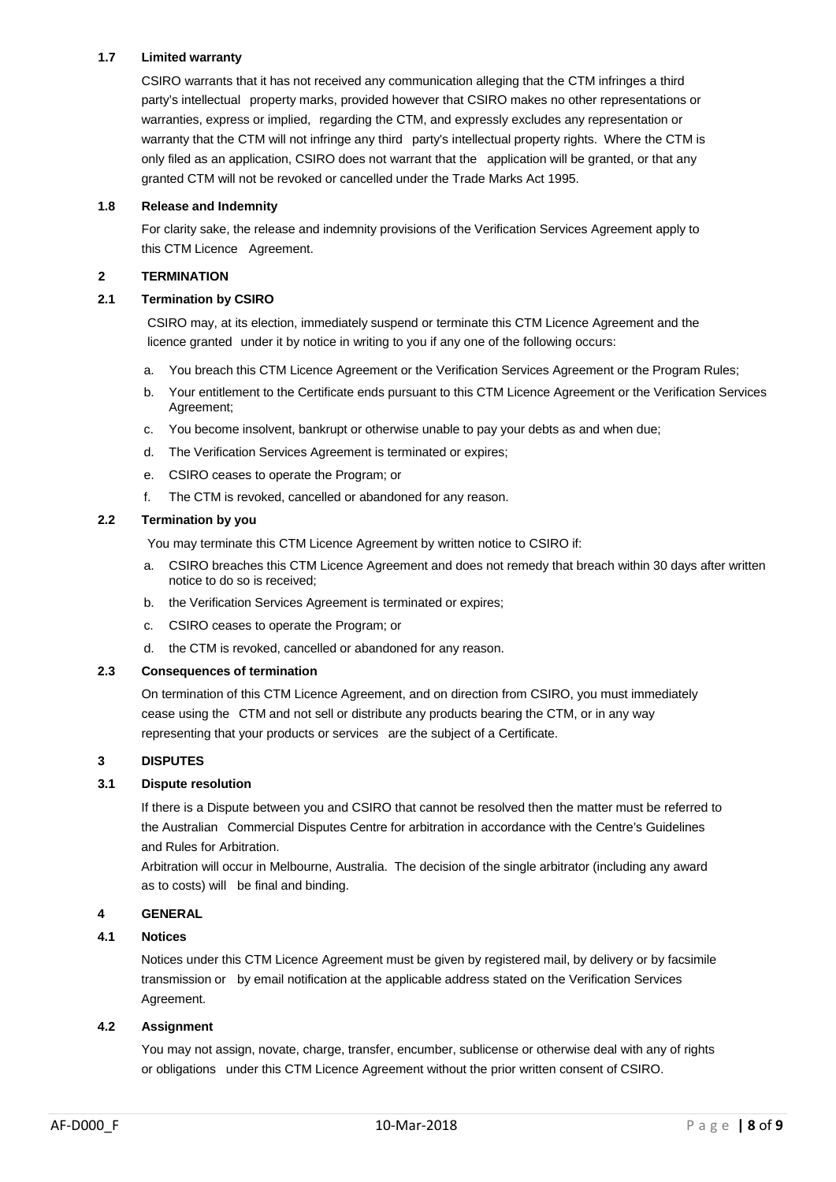### 1.7 Limited warranty

CSIRO warrants that it has not received any communication alleging that the CTM infringes a third party's intellectual property marks, provided however that CSIRO makes no other representations or warranties, express or implied, regarding the CTM, and expressly excludes any representation or warranty that the CTM will not infringe any third party's intellectual property rights. Where the CTM is only filed as an application, CSIRO does not warrant that the application will be granted, or that any granted CTM will not be revoked or cancelled under the Trade Marks Act 1995.

### 1.8 Release and Indemnity

For clarity sake, the release and indemnity provisions of the Verification Services Agreement apply to this CTM Licence Agreement.

## 2 TERMINATION

### 2.1 Termination by CSIRO

CSIRO may, at its election, immediately suspend or terminate this CTM Licence Agreement and the licence granted under it by notice in writing to you if any one of the following occurs:

a. You breach this CTM Licence Agreement or the Verification Services Agreement or the Program Rules;
b. Your entitlement to the Certificate ends pursuant to this CTM Licence Agreement or the Verification Services Agreement;
c. You become insolvent, bankrupt or otherwise unable to pay your debts as and when due;
d. The Verification Services Agreement is terminated or expires;
e. CSIRO ceases to operate the Program; or
f. The CTM is revoked, cancelled or abandoned for any reason.

### 2.2 Termination by you

You may terminate this CTM Licence Agreement by written notice to CSIRO if:

a. CSIRO breaches this CTM Licence Agreement and does not remedy that breach within 30 days after written notice to do so is received;
b. the Verification Services Agreement is terminated or expires;
c. CSIRO ceases to operate the Program; or
d. the CTM is revoked, cancelled or abandoned for any reason.

### 2.3 Consequences of termination

On termination of this CTM Licence Agreement, and on direction from CSIRO, you must immediately cease using the CTM and not sell or distribute any products bearing the CTM, or in any way representing that your products or services are the subject of a Certificate.

## 3 DISPUTES

### 3.1 Dispute resolution

If there is a Dispute between you and CSIRO that cannot be resolved then the matter must be referred to the Australian Commercial Disputes Centre for arbitration in accordance with the Centre's Guidelines and Rules for Arbitration.

Arbitration will occur in Melbourne, Australia. The decision of the single arbitrator (including any award as to costs) will be final and binding.

## 4 GENERAL

### 4.1 Notices

Notices under this CTM Licence Agreement must be given by registered mail, by delivery or by facsimile transmission or by email notification at the applicable address stated on the Verification Services Agreement.

### 4.2 Assignment

You may not assign, novate, charge, transfer, encumber, sublicense or otherwise deal with any of rights or obligations under this CTM Licence Agreement without the prior written consent of CSIRO.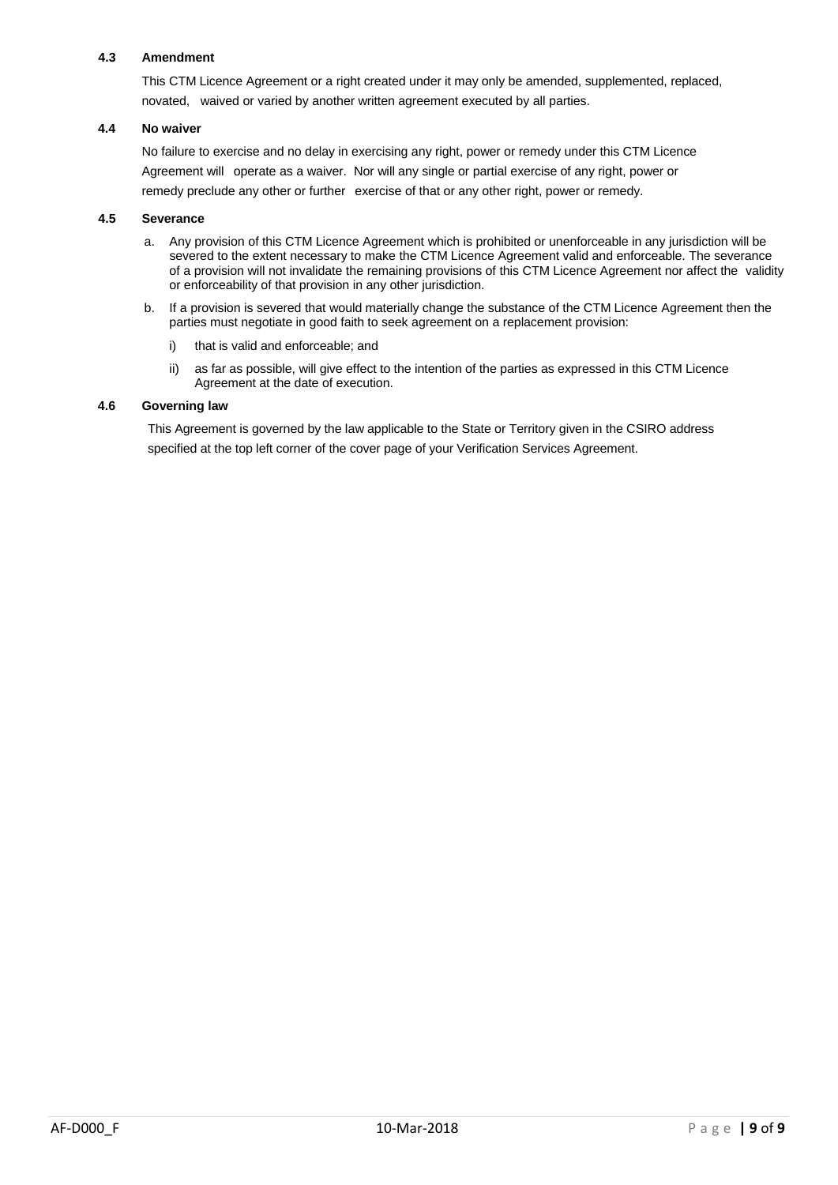#### 4.3 Amendment

This CTM Licence Agreement or a right created under it may only be amended, supplemented, replaced, novated, waived or varied by another written agreement executed by all parties.

#### 4.4 No waiver

No failure to exercise and no delay in exercising any right, power or remedy under this CTM Licence Agreement will operate as a waiver. Nor will any single or partial exercise of any right, power or remedy preclude any other or further exercise of that or any other right, power or remedy.

#### 4.5 Severance

a. Any provision of this CTM Licence Agreement which is prohibited or unenforceable in any jurisdiction will be severed to the extent necessary to make the CTM Licence Agreement valid and enforceable. The severance of a provision will not invalidate the remaining provisions of this CTM Licence Agreement nor affect the validity or enforceability of that provision in any other jurisdiction.

b. If a provision is severed that would materially change the substance of the CTM Licence Agreement then the parties must negotiate in good faith to seek agreement on a replacement provision:

   i) that is valid and enforceable; and

   ii) as far as possible, will give effect to the intention of the parties as expressed in this CTM Licence Agreement at the date of execution.

#### 4.6 Governing law

This Agreement is governed by the law applicable to the State or Territory given in the CSIRO address specified at the top left corner of the cover page of your Verification Services Agreement.